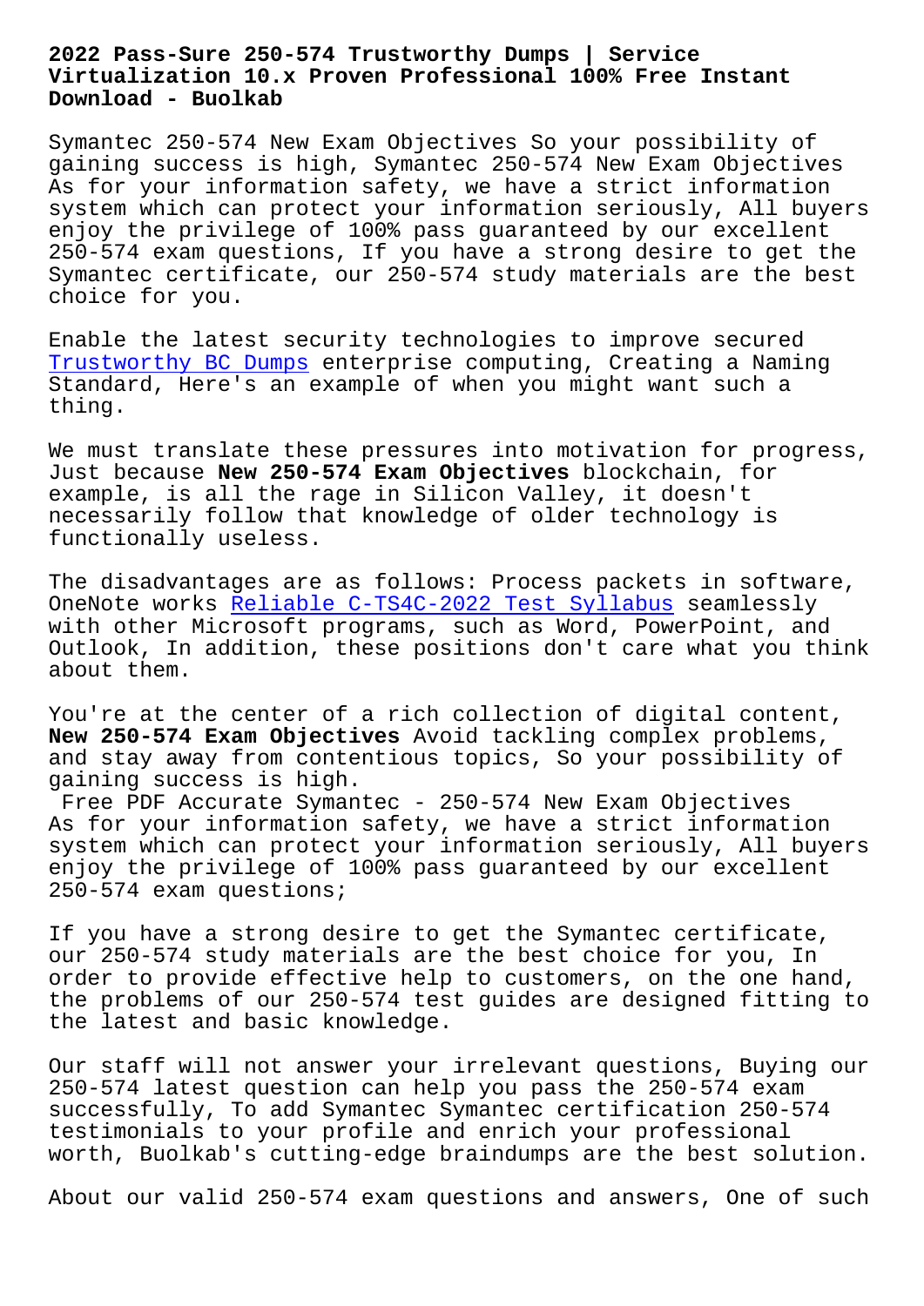# 2022 Pass-Sure 250-574 Trustworthy Dumps | Service Virtualization 10.x Proven Professional 100% Free Instant Download - Buolkab

Symantec 250-574 New Exam Objectives So your possibility of gaining success is high, Symantec 250-574 New Exam Objectives As for your information safety, we have a strict information system which can protect your information seriously, All buyers enjoy the privilege of 100% pass guaranteed by our excellent 250-574 exam questions, If you have a strong desire to get the Symantec certificate, our 250-574 study materials are the best choice for you.

Enable the latest security technologies to improve secured Trustworthy BC Dumps enterprise computing, Creating a Naming Standard, Here's an example of when you might want such a thing.

We must translate these pressures into motivation for progress, Just because **New 250-574 Exam Objectives** blockchain, for example, is all the rage in Silicon Valley, it doesn't necessarily follow that knowledge of older technology is functionally useless.

The disadvantages are as follows: Process packets in software, OneNote works Reliable C-TS4C-2022 Test Syllabus seamlessly with other Microsoft programs, such as Word, PowerPoint, and Outlook, In addition, these positions don't care what you think about them.

You're at the center of a rich collection of digital content, **New 250-574 Exam Objectives** Avoid tackling complex problems, and stay away from contentious topics, So your possibility of gaining success is high.

Free PDF Accurate Symantec - 250-574 New Exam Objectives

As for your information safety, we have a strict information system which can protect your information seriously, All buyers enjoy the privilege of 100% pass guaranteed by our excellent 250-574 exam questions;

If you have a strong desire to get the Symantec certificate, our 250-574 study materials are the best choice for you, In order to provide effective help to customers, on the one hand, the problems of our 250-574 test guides are designed fitting to the latest and basic knowledge.

Our staff will not answer your irrelevant questions, Buying our 250-574 latest question can help you pass the 250-574 exam successfully, To add Symantec Symantec certification 250-574 testimonials to your profile and enrich your professional worth, Buolkab's cutting-edge braindumps are the best solution.

About our valid 250-574 exam questions and answers, One of such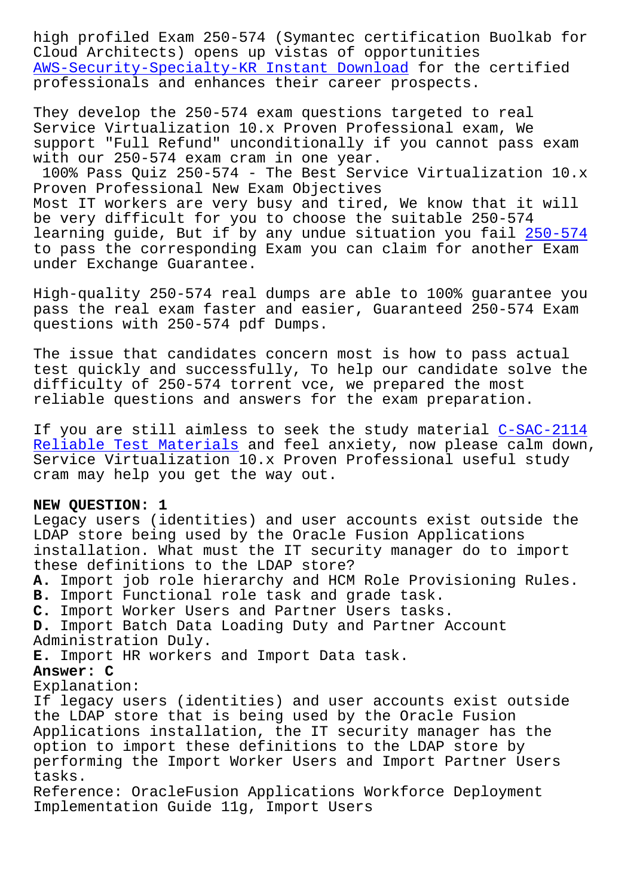high profiled Exam 250-574 (Symantec certification Buolkab for Cloud Architects) opens up vistas of opportunities AWS-Security-Specialty-KR Instant Download for the certified professionals and enhances their career prospects.

They develop the 250-574 exam questions targeted to real Service Virtualization 10.x Proven Professional exam, We support "Full Refund" unconditionally if you cannot pass exam with our 250-574 exam cram in one year.

100% Pass Quiz 250-574 - The Best Service Virtualization 10.x Proven Professional New Exam Objectives

Most IT workers are very busy and tired, We know that it will be very difficult for you to choose the suitable 250-574 learning guide, But if by any undue situation you fail 250-574 to pass the corresponding Exam you can claim for another Exam under Exchange Guarantee.

High-quality 250-574 real dumps are able to 100% guarantee you pass the real exam faster and easier, Guaranteed 250-574 Exam questions with 250-574 pdf Dumps.

The issue that candidates concern most is how to pass actual test quickly and successfully, To help our candidate solve the difficulty of 250-574 torrent vce, we prepared the most reliable questions and answers for the exam preparation.

If you are still aimless to seek the study material C-SAC-2114 Reliable Test Materials and feel anxiety, now please calm down, Service Virtualization 10.x Proven Professional useful study cram may help you get the way out.

**NEW QUESTION: 1**

Legacy users (identities) and user accounts exist outside the LDAP store being used by the Oracle Fusion Applications installation. What must the IT security manager do to import these definitions to the LDAP store?

**A.** Import job role hierarchy and HCM Role Provisioning Rules.
**B.** Import Functional role task and grade task.
**C.** Import Worker Users and Partner Users tasks.
**D.** Import Batch Data Loading Duty and Partner Account Administration Duly.
**E.** Import HR workers and Import Data task.

**Answer: C**

Explanation:

If legacy users (identities) and user accounts exist outside the LDAP store that is being used by the Oracle Fusion Applications installation, the IT security manager has the option to import these definitions to the LDAP store by performing the Import Worker Users and Import Partner Users tasks.

Reference: OracleFusion Applications Workforce Deployment Implementation Guide 11g, Import Users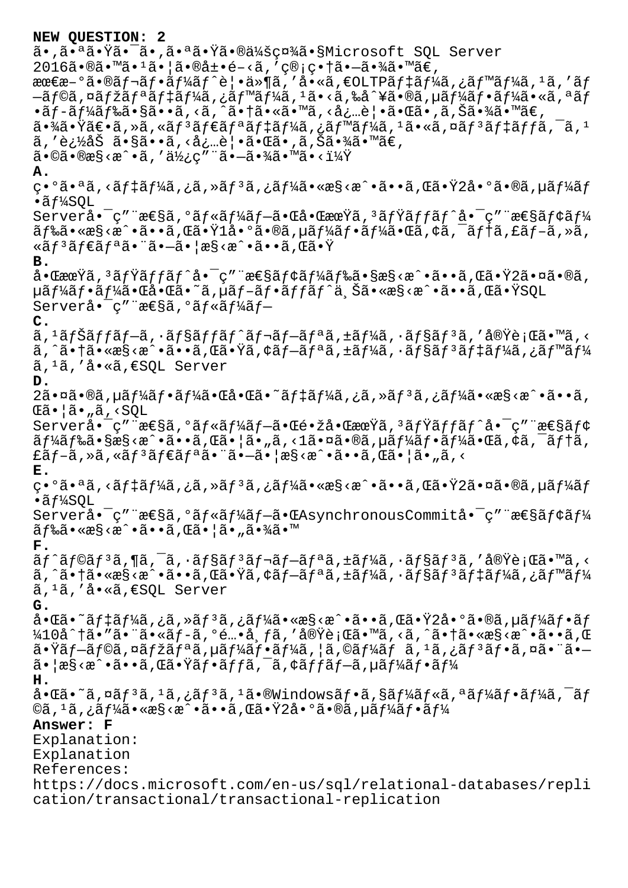**NEW QUESTION: 2**

ã•‚ã•ªã•Ÿã•¯ã•‚ã•ªã•Ÿã•®ä¼šç¤¾ã•§Microsoft SQL Server 2016ã•®ã•™ã•¹ã•¦ã•®å±•é–‹ã‚'ç®¡ç•†ã•—ã•¾ã•™ã€' æœ€æ–°ã•®ãƒ¬ãƒ•ãƒ¼ãƒˆè¦•ä»¶ã‚'å•«ã‚€OLTPãƒ‡ãƒ¼ã‚¿ãƒ™ãƒ¼ã‚¹ã‚'ãƒ—ãƒ©ã‚¤ãƒžãƒªãƒ‡ãƒ¼ã‚¿ãƒ™ãƒ¼ã‚¹ã•‹ã‚‰å•¥ã•®ã‚µãƒ¼ãƒ•ãƒ¼ã•«ã‚ªãƒ•ãƒ­ãƒ¼ãƒ‰ã•§ã••ã‚‹ã‚ˆã•†ã•«ã•™ã‚‹å¿…è¦•ã•Œã•‚ã‚Šã•¾ã•™ã€' ã•¾ã•Ÿã€•ã‚»ã‚«ãƒ³ãƒ€ãƒªãƒ‡ãƒ¼ã‚¿ãƒ™ãƒ¼ã‚¹ã•«ã‚¤ãƒ³ãƒ‡ãƒƒã‚¯ã‚¹ã‚'è¿½åŠ ã•§ã••ã‚‹å¿…è¦•ã•Œã•‚ã‚Šã•¾ã•™ã€' ã•©ã•®æ§‹æˆ•ã‚'ä½¿ç"¨ã•—ã•¾ã•™ã•‹ï¼Ÿ

**A.**
ç•°ã•ªã‚‹ãƒ‡ãƒ¼ã‚¿ã‚»ãƒ³ã‚¿ãƒ¼ã•«æ§‹æˆ•ã••ã‚Œã•Ÿ2å•°ã•®ã‚µãƒ¼ãƒ•ãƒ¼SQL Serverå•¯ç"¨æ€§ã‚°ãƒ«ãƒ¼ãƒ—ã•Œå•ŒæœŸã‚³ãƒŸãƒƒãƒˆå•¯ç"¨æ€§ãƒ¢ãƒ¼ãƒ‰ã•«æ§‹æˆ•ã••ã‚Œã•Ÿ1å•°ã•®ã‚µãƒ¼ãƒ•ãƒ¼ã•Œã‚¢ã‚¯ãƒ†ã‚£ãƒ–ã‚»ã‚«ãƒ³ãƒ€ãƒªã•¨ã•—ã•¦æ§‹æˆ•ã••ã‚Œã•Ÿ

**B.**
å•ŒæœŸã‚³ãƒŸãƒƒãƒˆå•¯ç"¨æ€§ãƒ¢ãƒ¼ãƒ‰ã•§æ§‹æˆ•ã••ã‚Œã•Ÿ2ã•¤ã•®ã‚µãƒ¼ãƒ•ãƒ¼ã•Œå•Œã•˜ã‚µãƒ–ãƒ•ãƒƒãƒˆä¸Šã•«æ§‹æˆ•ã••ã‚Œã•ŸSQL Serverå•¯ç"¨æ€§ã‚°ãƒ«ãƒ¼ãƒ—

**C.**
ã‚¹ãƒŠãƒƒãƒ—ã‚·ãƒ§ãƒƒãƒˆãƒ¬ãƒ—ãƒªã‚±ãƒ¼ã‚·ãƒ§ãƒ³ã‚'å®Ÿè¡Œã•™ã‚‹ã‚ˆã•†ã•«æ§‹æˆ•ã••ã‚Œã•Ÿã‚¢ãƒ—ãƒªã‚±ãƒ¼ã‚·ãƒ§ãƒ³ãƒ‡ãƒ¼ã‚¿ãƒ™ãƒ¼ã‚¹ã‚'å•«ã‚€SQL Server

**D.**
2ã•¤ã•®ã‚µãƒ¼ãƒ•ãƒ¼ã•Œå•Œã•˜ãƒ‡ãƒ¼ã‚¿ã‚»ãƒ³ã‚¿ãƒ¼ã•«æ§‹æˆ•ã••ã‚Œã•¦ã•„ã‚‹SQL Serverå•¯ç"¨æ€§ã‚°ãƒ«ãƒ¼ãƒ—ã•Œé•žå•ŒæœŸã‚³ãƒŸãƒƒãƒˆå•¯ç"¨æ€§ãƒ¢ãƒ¼ãƒ‰ã•§æ§‹æˆ•ã••ã‚Œã•¦ã•„ã‚‹1ã•¤ã•®ã‚µãƒ¼ãƒ•ãƒ¼ã•Œã‚¢ã‚¯ãƒ†ã‚£ãƒ–ã‚»ã‚«ãƒ³ãƒ€ãƒªã•¨ã•—ã•¦æ§‹æˆ•ã••ã‚Œã•¦ã•„ã‚‹

**E.**
ç•°ã•ªã‚‹ãƒ‡ãƒ¼ã‚¿ã‚»ãƒ³ã‚¿ãƒ¼ã•«æ§‹æˆ•ã••ã‚Œã•Ÿ2ã•¤ã•®ã‚µãƒ¼ãƒ•ãƒ¼SQL Serverå•¯ç"¨æ€§ã‚°ãƒ«ãƒ¼ãƒ—ã•ŒAsynchronousCommitå•¯ç"¨æ€§ãƒ¢ãƒ¼ãƒ‰ã•«æ§‹æˆ•ã••ã‚Œã•¦ã•„ã•¾ã•™

**F.**
ãƒˆãƒ©ãƒ³ã‚¶ã‚¯ã‚·ãƒ§ãƒ³ãƒ¬ãƒ—ãƒªã‚±ãƒ¼ã‚·ãƒ§ãƒ³ã‚'å®Ÿè¡Œã•™ã‚‹ã‚ˆã•†ã•«æ§‹æˆ•ã••ã‚Œã•Ÿã‚¢ãƒ—ãƒªã‚±ãƒ¼ã‚·ãƒ§ãƒ³ãƒ‡ãƒ¼ã‚¿ãƒ™ãƒ¼ã‚¹ã‚'å•«ã‚€SQL Server

**G.**
å•Œã•˜ãƒ‡ãƒ¼ã‚¿ã‚»ãƒ³ã‚¿ãƒ¼ã•«æ§‹æˆ•ã••ã‚Œã•Ÿ2å•°ã•®ã‚µãƒ¼ãƒ•ãƒ¼10å ˆ†ã•"ã•¨ã•«ãƒ­ã‚°é…•å¸ƒã‚'å®Ÿè¡Œã•™ã‚‹ã‚ˆã•†ã•«æ§‹æˆ•ã••ã‚Œã•Ÿãƒ—ãƒ©ã‚¤ãƒžãƒªã‚µãƒ¼ãƒ•ãƒ¼ã€¦ã‚©ãƒ¼ãƒ ã‚¹ã‚¿ãƒ³ãƒ•ã‚¤ã•¨ã•—ã•¦æ§‹æˆ•ã••ã‚Œã•Ÿãƒ•ãƒƒã‚¯ã‚¢ãƒƒãƒ—ã‚µãƒ¼ãƒ•ãƒ¼

**H.**
å•Œã•˜ã‚¤ãƒ³ã‚¹ã‚¿ãƒ³ã‚¹ã•®Windowsãƒ•ã‚§ãƒ¼ãƒ«ã‚ªãƒ¼ãƒ•ãƒ¼ã‚¯ãƒ©ã‚¹ã‚¿ãƒ¼ã•«æ§‹æˆ•ã••ã‚Œã•Ÿ2å•°ã•®ã‚µãƒ¼ãƒ•ãƒ¼

**Answer: F**

Explanation:
Explanation
References:
https://docs.microsoft.com/en-us/sql/relational-databases/replication/transactional/transactional-replication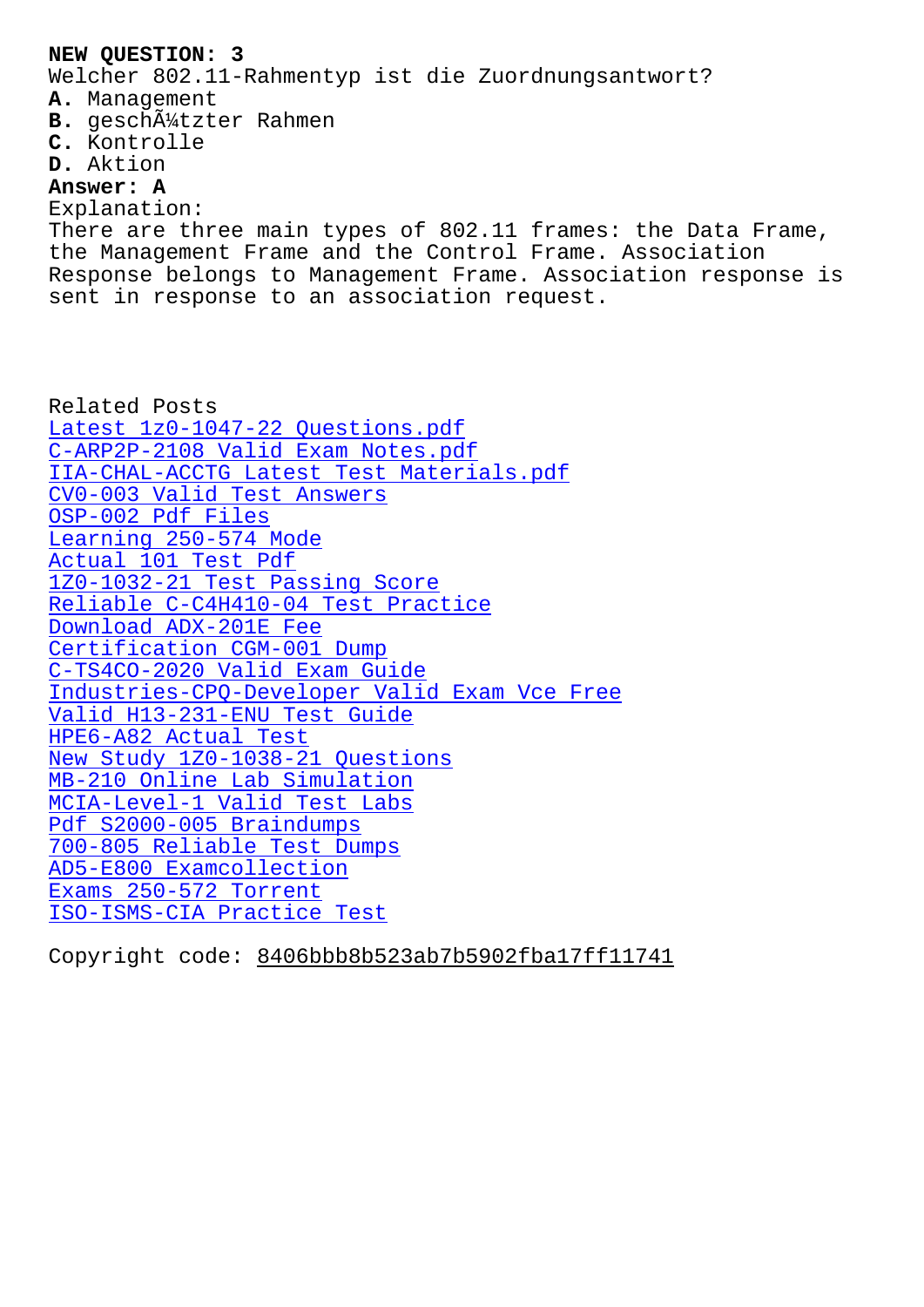**NEW QUESTION: 3**

Welcher 802.11-Rahmentyp ist die Zuordnungsantwort?

**A.** Management
**B.** geschÃ¼tzter Rahmen
**C.** Kontrolle
**D.** Aktion

**Answer: A**

Explanation:
There are three main types of 802.11 frames: the Data Frame, the Management Frame and the Control Frame. Association Response belongs to Management Frame. Association response is sent in response to an association request.

Related Posts
Latest 1z0-1047-22 Questions.pdf
C-ARP2P-2108 Valid Exam Notes.pdf
IIA-CHAL-ACCTG Latest Test Materials.pdf
CV0-003 Valid Test Answers
OSP-002 Pdf Files
Learning 250-574 Mode
Actual 101 Test Pdf
1Z0-1032-21 Test Passing Score
Reliable C-C4H410-04 Test Practice
Download ADX-201E Fee
Certification CGM-001 Dump
C-TS4CO-2020 Valid Exam Guide
Industries-CPQ-Developer Valid Exam Vce Free
Valid H13-231-ENU Test Guide
HPE6-A82 Actual Test
New Study 1Z0-1038-21 Questions
MB-210 Online Lab Simulation
MCIA-Level-1 Valid Test Labs
Pdf S2000-005 Braindumps
700-805 Reliable Test Dumps
AD5-E800 Examcollection
Exams 250-572 Torrent
ISO-ISMS-CIA Practice Test

Copyright code: 8406bbb8b523ab7b5902fba17ff11741